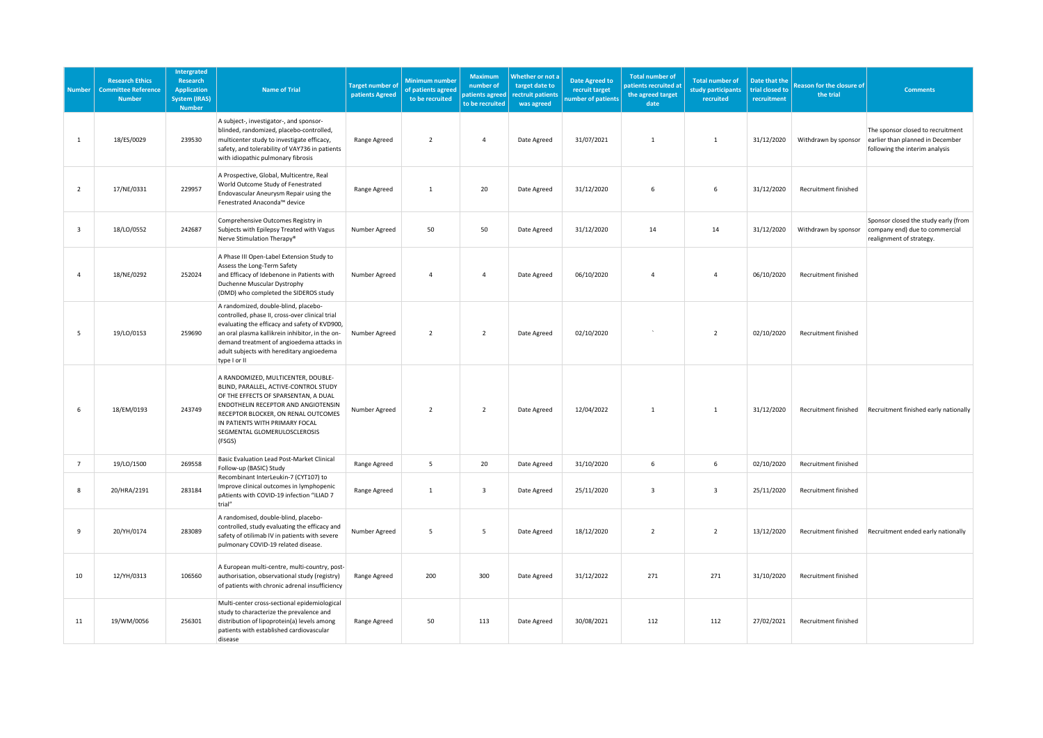| Number | Research Ethics Committee Reference Number | Intergrated Research Application System (IRAS) Number | Name of Trial | Target number of patients Agreed | Minimum number of patients agreed to be recruited | Maximum number of patients agreed to be recruited | Whether or not a target date to rectruit patients was agreed | Date Agreed to recruit target number of patients | Total number of patients recruited at the agreed target date | Total number of study participants recruited | Date that the trial closed to recruitment | Reason for the closure of the trial | Comments |
|---|---|---|---|---|---|---|---|---|---|---|---|---|---|
| 1 | 18/ES/0029 | 239530 | A subject-, investigator-, and sponsor-blinded, randomized, placebo-controlled, multicenter study to investigate efficacy, safety, and tolerability of VAY736 in patients with idiopathic pulmonary fibrosis | Range Agreed | 2 | 4 | Date Agreed | 31/07/2021 | 1 | 1 | 31/12/2020 | Withdrawn by sponsor | The sponsor closed to recruitment earlier than planned in December following the interim analysis |
| 2 | 17/NE/0331 | 229957 | A Prospective, Global, Multicentre, Real World Outcome Study of Fenestrated Endovascular Aneurysm Repair using the Fenestrated Anaconda™ device | Range Agreed | 1 | 20 | Date Agreed | 31/12/2020 | 6 | 6 | 31/12/2020 | Recruitment finished | |
| 3 | 18/LO/0552 | 242687 | Comprehensive Outcomes Registry in Subjects with Epilepsy Treated with Vagus Nerve Stimulation Therapy® | Number Agreed | 50 | 50 | Date Agreed | 31/12/2020 | 14 | 14 | 31/12/2020 | Withdrawn by sponsor | Sponsor closed the study early (from company end) due to commercial realignment of strategy. |
| 4 | 18/NE/0292 | 252024 | A Phase III Open-Label Extension Study to Assess the Long-Term Safety and Efficacy of Idebenone in Patients with Duchenne Muscular Dystrophy (DMD) who completed the SIDEROS study | Number Agreed | 4 | 4 | Date Agreed | 06/10/2020 | 4 | 4 | 06/10/2020 | Recruitment finished | |
| 5 | 19/LO/0153 | 259690 | A randomized, double-blind, placebo-controlled, phase II, cross-over clinical trial evaluating the efficacy and safety of KVD900, an oral plasma kallikrein inhibitor, in the on-demand treatment of angioedema attacks in adult subjects with hereditary angioedema type I or II | Number Agreed | 2 | 2 | Date Agreed | 02/10/2020 | ` | 2 | 02/10/2020 | Recruitment finished | |
| 6 | 18/EM/0193 | 243749 | A RANDOMIZED, MULTICENTER, DOUBLE-BLIND, PARALLEL, ACTIVE-CONTROL STUDY OF THE EFFECTS OF SPARSENTAN, A DUAL ENDOTHELIN RECEPTOR AND ANGIOTENSIN RECEPTOR BLOCKER, ON RENAL OUTCOMES IN PATIENTS WITH PRIMARY FOCAL SEGMENTAL GLOMERULOSCLEROSIS (FSGS) | Number Agreed | 2 | 2 | Date Agreed | 12/04/2022 | 1 | 1 | 31/12/2020 | Recruitment finished | Recruitment finished early nationally |
| 7 | 19/LO/1500 | 269558 | Basic Evaluation Lead Post-Market Clinical Follow-up (BASIC) Study | Range Agreed | 5 | 20 | Date Agreed | 31/10/2020 | 6 | 6 | 02/10/2020 | Recruitment finished | |
| 8 | 20/HRA/2191 | 283184 | Recombinant InterLeukin-7 (CYT107) to Improve clinical outcomes in lymphopenic pAtients with COVID-19 infection "ILIAD 7 trial" | Range Agreed | 1 | 3 | Date Agreed | 25/11/2020 | 3 | 3 | 25/11/2020 | Recruitment finished | |
| 9 | 20/YH/0174 | 283089 | A randomised, double-blind, placebo-controlled, study evaluating the efficacy and safety of otilimab IV in patients with severe pulmonary COVID-19 related disease. | Number Agreed | 5 | 5 | Date Agreed | 18/12/2020 | 2 | 2 | 13/12/2020 | Recruitment finished | Recruitment ended early nationally |
| 10 | 12/YH/0313 | 106560 | A European multi-centre, multi-country, post-authorisation, observational study (registry) of patients with chronic adrenal insufficiency | Range Agreed | 200 | 300 | Date Agreed | 31/12/2022 | 271 | 271 | 31/10/2020 | Recruitment finished | |
| 11 | 19/WM/0056 | 256301 | Multi-center cross-sectional epidemiological study to characterize the prevalence and distribution of lipoprotein(a) levels among patients with established cardiovascular disease | Range Agreed | 50 | 113 | Date Agreed | 30/08/2021 | 112 | 112 | 27/02/2021 | Recruitment finished | |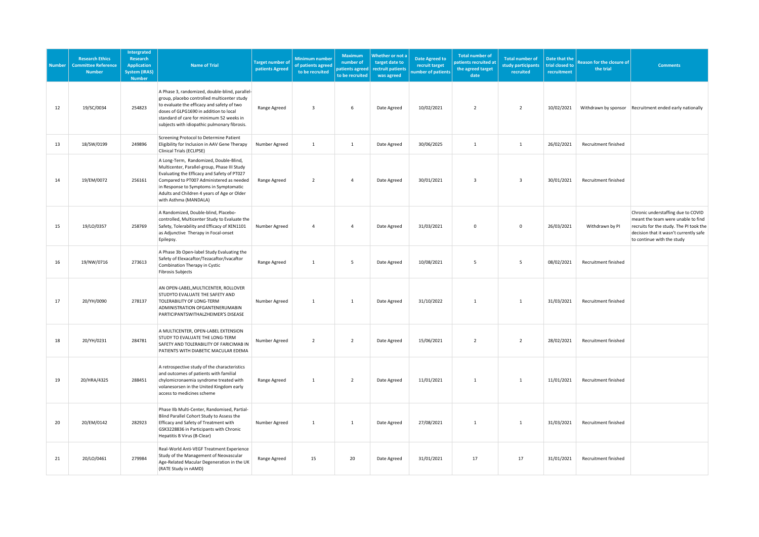| Number | Research Ethics Committee Reference Number | Intergrated Research Application System (IRAS) Number | Name of Trial | Target number of patients Agreed | Minimum number of patients agreed to be recruited | Maximum number of patients agreed to be recruited | Whether or not a target date to rectruit patients was agreed | Date Agreed to recruit target number of patients | Total number of patients recruited at the agreed target date | Total number of study participants recruited | Date that the trial closed to recruitment | Reason for the closure of the trial | Comments |
|---|---|---|---|---|---|---|---|---|---|---|---|---|---|
| 12 | 19/SC/0034 | 254823 | A Phase 3, randomized, double-blind, parallel-group, placebo controlled multicenter study to evaluate the efficacy and safety of two doses of GLPG1690 in addition to local standard of care for minimum 52 weeks in subjects with idiopathic pulmonary fibrosis. | Range Agreed | 3 | 6 | Date Agreed | 10/02/2021 | 2 | 2 | 10/02/2021 | Withdrawn by sponsor | Recruitment ended early nationally |
| 13 | 18/SW/0199 | 249896 | Screening Protocol to Determine Patient Eligibility for Inclusion in AAV Gene Therapy Clinical Trials (ECLIPSE) | Number Agreed | 1 | 1 | Date Agreed | 30/06/2025 | 1 | 1 | 26/02/2021 | Recruitment finished | |
| 14 | 19/EM/0072 | 256161 | A Long-Term, Randomized, Double-Blind, Multicenter, Parallel-group, Phase III Study Evaluating the Efficacy and Safety of PT027 Compared to PT007 Administered as needed in Response to Symptoms in Symptomatic Adults and Children 4 years of Age or Older with Asthma (MANDALA) | Range Agreed | 2 | 4 | Date Agreed | 30/01/2021 | 3 | 3 | 30/01/2021 | Recruitment finished | |
| 15 | 19/LO/0357 | 258769 | A Randomized, Double-blind, Placebo-controlled, Multicenter Study to Evaluate the Safety, Tolerability and Efficacy of XEN1101 as Adjunctive Therapy in Focal-onset Epilepsy. | Number Agreed | 4 | 4 | Date Agreed | 31/03/2021 | 0 | 0 | 26/03/2021 | Withdrawn by PI | Chronic understaffing due to COVID meant the team were unable to find recruits for the study. The PI took the decision that it wasn't currently safe to continue with the study |
| 16 | 19/NW/0716 | 273613 | A Phase 3b Open-label Study Evaluating the Safety of Elexacaftor/Tezacaftor/Ivacaftor Combination Therapy in Cystic Fibrosis Subjects | Range Agreed | 1 | 5 | Date Agreed | 10/08/2021 | 5 | 5 | 08/02/2021 | Recruitment finished | |
| 17 | 20/YH/0090 | 278137 | AN OPEN-LABEL,MULTICENTER, ROLLOVER STUDYTO EVALUATE THE SAFETY AND TOLERABILITY OF LONG-TERM ADMINISTRATION OFGANTENERUMABIN PARTICIPANTSWITHALZHEIMER'S DISEASE | Number Agreed | 1 | 1 | Date Agreed | 31/10/2022 | 1 | 1 | 31/03/2021 | Recruitment finished | |
| 18 | 20/YH/0231 | 284781 | A MULTICENTER, OPEN-LABEL EXTENSION STUDY TO EVALUATE THE LONG-TERM SAFETY AND TOLERABILITY OF FARICIMAB IN PATIENTS WITH DIABETIC MACULAR EDEMA | Number Agreed | 2 | 2 | Date Agreed | 15/06/2021 | 2 | 2 | 28/02/2021 | Recruitment finished | |
| 19 | 20/HRA/4325 | 288451 | A retrospective study of the characteristics and outcomes of patients with familial chylomicronaemia syndrome treated with volanesorsen in the United Kingdom early access to medicines scheme | Range Agreed | 1 | 2 | Date Agreed | 11/01/2021 | 1 | 1 | 11/01/2021 | Recruitment finished | |
| 20 | 20/EM/0142 | 282923 | Phase IIb Multi-Center, Randomised, Partial-Blind Parallel Cohort Study to Assess the Efficacy and Safety of Treatment with GSK3228836 in Participants with Chronic Hepatitis B Virus (B-Clear) | Number Agreed | 1 | 1 | Date Agreed | 27/08/2021 | 1 | 1 | 31/03/2021 | Recruitment finished | |
| 21 | 20/LO/0461 | 279984 | Real-World Anti-VEGF Treatment Experience Study of the Management of Neovascular Age-Related Macular Degeneration in the UK (RATE Study in nAMD) | Range Agreed | 15 | 20 | Date Agreed | 31/01/2021 | 17 | 17 | 31/01/2021 | Recruitment finished | |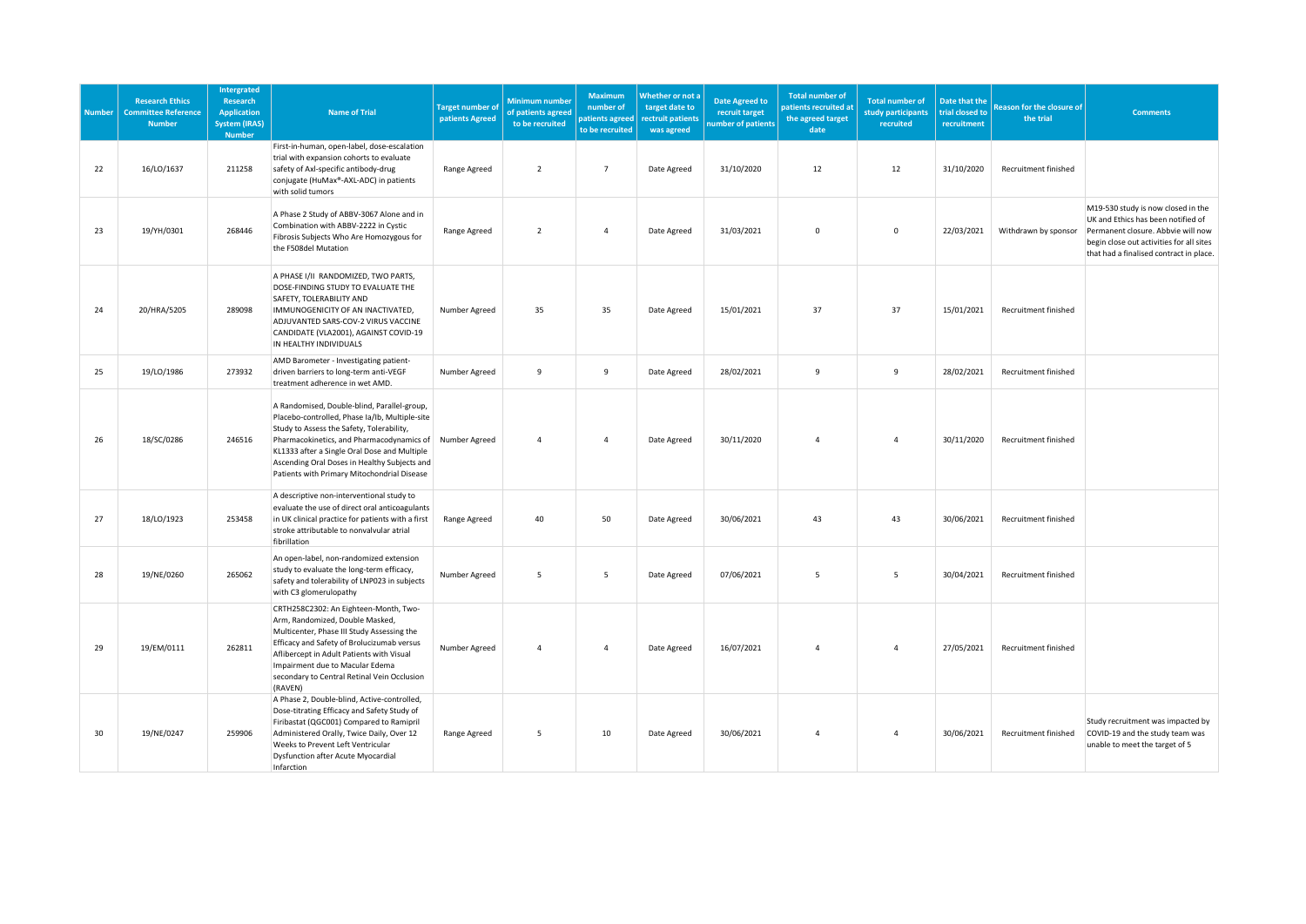| Number | Research Ethics Committee Reference Number | Intergrated Research Application System (IRAS) Number | Name of Trial | Target number of patients Agreed | Minimum number of patients agreed to be recruited | Maximum number of patients agreed to be recruited | Whether or not a target date to rectruit patients was agreed | Date Agreed to recruit target number of patients | Total number of patients recruited at the agreed target date | Total number of study participants recruited | Date that the trial closed to recruitment | Reason for the closure of the trial | Comments |
|---|---|---|---|---|---|---|---|---|---|---|---|---|---|
| 22 | 16/LO/1637 | 211258 | First-in-human, open-label, dose-escalation trial with expansion cohorts to evaluate safety of Axl-specific antibody-drug conjugate (HuMax®-AXL-ADC) in patients with solid tumors | Range Agreed | 2 | 7 | Date Agreed | 31/10/2020 | 12 | 12 | 31/10/2020 | Recruitment finished | |
| 23 | 19/YH/0301 | 268446 | A Phase 2 Study of ABBV-3067 Alone and in Combination with ABBV-2222 in Cystic Fibrosis Subjects Who Are Homozygous for the F508del Mutation | Range Agreed | 2 | 4 | Date Agreed | 31/03/2021 | 0 | 0 | 22/03/2021 | Withdrawn by sponsor | M19-530 study is now closed in the UK and Ethics has been notified of Permanent closure. Abbvie will now begin close out activities for all sites that had a finalised contract in place. |
| 24 | 20/HRA/5205 | 289098 | A PHASE I/II RANDOMIZED, TWO PARTS, DOSE-FINDING STUDY TO EVALUATE THE SAFETY, TOLERABILITY AND IMMUNOGENICITY OF AN INACTIVATED, ADJUVANTED SARS-COV-2 VIRUS VACCINE CANDIDATE (VLA2001), AGAINST COVID-19 IN HEALTHY INDIVIDUALS | Number Agreed | 35 | 35 | Date Agreed | 15/01/2021 | 37 | 37 | 15/01/2021 | Recruitment finished | |
| 25 | 19/LO/1986 | 273932 | AMD Barometer - Investigating patient-driven barriers to long-term anti-VEGF treatment adherence in wet AMD. | Number Agreed | 9 | 9 | Date Agreed | 28/02/2021 | 9 | 9 | 28/02/2021 | Recruitment finished | |
| 26 | 18/SC/0286 | 246516 | A Randomised, Double-blind, Parallel-group, Placebo-controlled, Phase Ia/Ib, Multiple-site Study to Assess the Safety, Tolerability, Pharmacokinetics, and Pharmacodynamics of KL1333 after a Single Oral Dose and Multiple Ascending Oral Doses in Healthy Subjects and Patients with Primary Mitochondrial Disease | Number Agreed | 4 | 4 | Date Agreed | 30/11/2020 | 4 | 4 | 30/11/2020 | Recruitment finished | |
| 27 | 18/LO/1923 | 253458 | A descriptive non-interventional study to evaluate the use of direct oral anticoagulants in UK clinical practice for patients with a first stroke attributable to nonvalvular atrial fibrillation | Range Agreed | 40 | 50 | Date Agreed | 30/06/2021 | 43 | 43 | 30/06/2021 | Recruitment finished | |
| 28 | 19/NE/0260 | 265062 | An open-label, non-randomized extension study to evaluate the long-term efficacy, safety and tolerability of LNP023 in subjects with C3 glomerulopathy | Number Agreed | 5 | 5 | Date Agreed | 07/06/2021 | 5 | 5 | 30/04/2021 | Recruitment finished | |
| 29 | 19/EM/0111 | 262811 | CRTH258C2302: An Eighteen-Month, Two-Arm, Randomized, Double Masked, Multicenter, Phase III Study Assessing the Efficacy and Safety of Brolucizumab versus Aflibercept in Adult Patients with Visual Impairment due to Macular Edema secondary to Central Retinal Vein Occlusion (RAVEN) | Number Agreed | 4 | 4 | Date Agreed | 16/07/2021 | 4 | 4 | 27/05/2021 | Recruitment finished | |
| 30 | 19/NE/0247 | 259906 | A Phase 2, Double-blind, Active-controlled, Dose-titrating Efficacy and Safety Study of Firibastat (QGC001) Compared to Ramipril Administered Orally, Twice Daily, Over 12 Weeks to Prevent Left Ventricular Dysfunction after Acute Myocardial Infarction | Range Agreed | 5 | 10 | Date Agreed | 30/06/2021 | 4 | 4 | 30/06/2021 | Recruitment finished | Study recruitment was impacted by COVID-19 and the study team was unable to meet the target of 5 |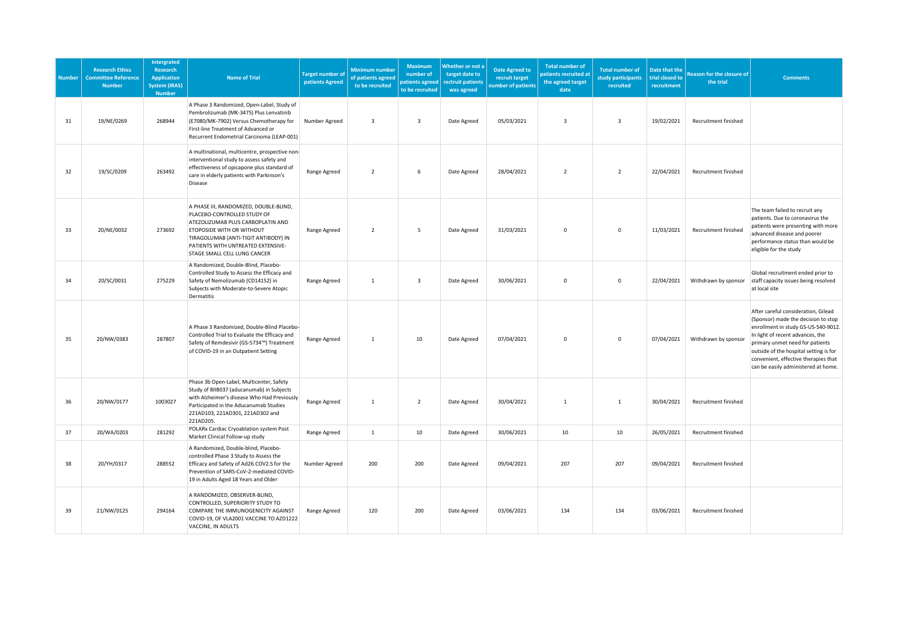| Number | Research Ethics Committee Reference Number | Intergrated Research Application System (IRAS) Number | Name of Trial | Target number of patients Agreed | Minimum number of patients agreed to be recruited | Maximum number of patients agreed to be recruited | Whether or not a target date to rectruit patients was agreed | Date Agreed to recruit target number of patients | Total number of patients recruited at the agreed target date | Total number of study participants recruited | Date that the trial closed to recruitment | Reason for the closure of the trial | Comments |
|---|---|---|---|---|---|---|---|---|---|---|---|---|---|
| 31 | 19/NE/0269 | 268944 | A Phase 3 Randomized, Open-Label, Study of Pembrolizumab (MK-3475) Plus Lenvatinib (E7080/MK-7902) Versus Chemotherapy for First-line Treatment of Advanced or Recurrent Endometrial Carcinoma (LEAP-001) | Number Agreed | 3 | 3 | Date Agreed | 05/03/2021 | 3 | 3 | 19/02/2021 | Recruitment finished | |
| 32 | 19/SC/0209 | 263492 | A multinational, multicentre, prospective non-interventional study to assess safety and effectiveness of opicapone plus standard of care in elderly patients with Parkinson's Disease | Range Agreed | 2 | 6 | Date Agreed | 28/04/2021 | 2 | 2 | 22/04/2021 | Recruitment finished | |
| 33 | 20/NE/0032 | 273692 | A PHASE III, RANDOMIZED, DOUBLE-BLIND, PLACEBO-CONTROLLED STUDY OF ATEZOLIZUMAB PLUS CARBOPLATIN AND ETOPOSIDE WITH OR WITHOUT TIRAGOLUMAB (ANTI-TIGIT ANTIBODY) IN PATIENTS WITH UNTREATED EXTENSIVE-STAGE SMALL CELL LUNG CANCER | Range Agreed | 2 | 5 | Date Agreed | 31/03/2021 | 0 | 0 | 11/03/2021 | Recruitment finished | The team failed to recruit any patients. Due to coronavirus the patients were presenting with more advanced disease and poorer performance status than would be eligible for the study |
| 34 | 20/SC/0031 | 275229 | A Randomized, Double-Blind, Placebo-Controlled Study to Assess the Efficacy and Safety of Nemolizumab (CD14152) in Subjects with Moderate-to-Severe Atopic Dermatitis | Range Agreed | 1 | 3 | Date Agreed | 30/06/2021 | 0 | 0 | 22/04/2021 | Withdrawn by sponsor | Global recruitment ended prior to staff capacity issues being resolved at local site |
| 35 | 20/NW/0383 | 287807 | A Phase 3 Randomized, Double-Blind Placebo-Controlled Trial to Evaluate the Efficacy and Safety of Remdesivir (GS-5734™) Treatment of COVID-19 in an Outpatient Setting | Range Agreed | 1 | 10 | Date Agreed | 07/04/2021 | 0 | 0 | 07/04/2021 | Withdrawn by sponsor | After careful consideration, Gilead (Sponsor) made the decision to stop enrollment in study GS-US-540-9012. In light of recent advances, the primary unmet need for patients outside of the hospital setting is for convenient, effective therapies that can be easily administered at home. |
| 36 | 20/NW/0177 | 1003027 | Phase 3b Open-Label, Multicenter, Safety Study of BIIB037 (aducanumab) in Subjects with Alzheimer's disease Who Had Previously Participated in the Aducanumab Studies 221AD103, 221AD301, 221AD302 and 221AD205. | Range Agreed | 1 | 2 | Date Agreed | 30/04/2021 | 1 | 1 | 30/04/2021 | Recruitment finished | |
| 37 | 20/WA/0203 | 281292 | POLARx Cardiac Cryoablation system Post Market Clinical Follow-up study | Range Agreed | 1 | 10 | Date Agreed | 30/06/2021 | 10 | 10 | 26/05/2021 | Recruitment finished | |
| 38 | 20/YH/0317 | 288552 | A Randomized, Double-blind, Placebo-controlled Phase 3 Study to Assess the Efficacy and Safety of Ad26.COV2.S for the Prevention of SARS-CoV-2-mediated COVID-19 in Adults Aged 18 Years and Older | Number Agreed | 200 | 200 | Date Agreed | 09/04/2021 | 207 | 207 | 09/04/2021 | Recruitment finished | |
| 39 | 21/NW/0125 | 294164 | A RANDOMIZED, OBSERVER-BLIND, CONTROLLED, SUPERIORITY STUDY TO COMPARE THE IMMUNOGENICITY AGAINST COVID-19, OF VLA2001 VACCINE TO AZD1222 VACCINE, IN ADULTS | Range Agreed | 120 | 200 | Date Agreed | 03/06/2021 | 134 | 134 | 03/06/2021 | Recruitment finished | |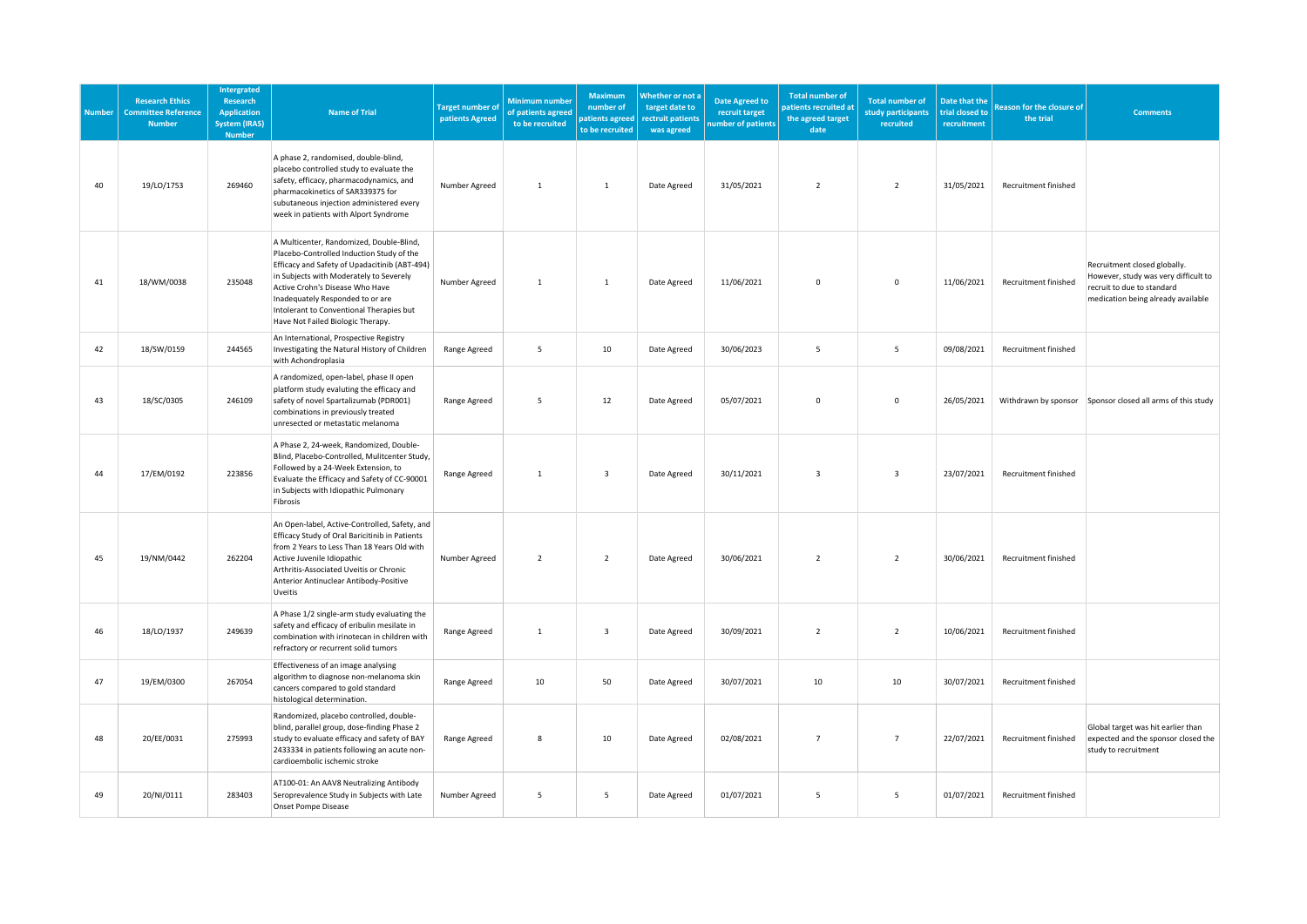| Number | Research Ethics Committee Reference Number | Intergrated Research Application System (IRAS) Number | Name of Trial | Target number of patients Agreed | Minimum number of patients agreed to be recruited | Maximum number of patients agreed to be recruited | Whether or not a target date to rectruit patients was agreed | Date Agreed to recruit target number of patients | Total number of patients recruited at the agreed target date | Total number of study participants recruited | Date that the trial closed to recruitment | Reason for the closure of the trial | Comments |
|---|---|---|---|---|---|---|---|---|---|---|---|---|---|
| 40 | 19/LO/1753 | 269460 | A phase 2, randomised, double-blind, placebo controlled study to evaluate the safety, efficacy, pharmacodynamics, and pharmacokinetics of SAR339375 for subutaneous injection administered every week in patients with Alport Syndrome | Number Agreed | 1 | 1 | Date Agreed | 31/05/2021 | 2 | 2 | 31/05/2021 | Recruitment finished | |
| 41 | 18/WM/0038 | 235048 | A Multicenter, Randomized, Double-Blind, Placebo-Controlled Induction Study of the Efficacy and Safety of Upadacitinib (ABT-494) in Subjects with Moderately to Severely Active Crohn's Disease Who Have Inadequately Responded to or are Intolerant to Conventional Therapies but Have Not Failed Biologic Therapy. | Number Agreed | 1 | 1 | Date Agreed | 11/06/2021 | 0 | 0 | 11/06/2021 | Recruitment finished | Recruitment closed globally. However, study was very difficult to recruit to due to standard medication being already available |
| 42 | 18/SW/0159 | 244565 | An International, Prospective Registry Investigating the Natural History of Children with Achondroplasia | Range Agreed | 5 | 10 | Date Agreed | 30/06/2023 | 5 | 5 | 09/08/2021 | Recruitment finished | |
| 43 | 18/SC/0305 | 246109 | A randomized, open-label, phase II open platform study evaluting the efficacy and safety of novel Spartalizumab (PDR001) combinations in previously treated unresected or metastatic melanoma | Range Agreed | 5 | 12 | Date Agreed | 05/07/2021 | 0 | 0 | 26/05/2021 | Withdrawn by sponsor | Sponsor closed all arms of this study |
| 44 | 17/EM/0192 | 223856 | A Phase 2, 24-week, Randomized, Double-Blind, Placebo-Controlled, Mulitcenter Study, Followed by a 24-Week Extension, to Evaluate the Efficacy and Safety of CC-90001 in Subjects with Idiopathic Pulmonary Fibrosis | Range Agreed | 1 | 3 | Date Agreed | 30/11/2021 | 3 | 3 | 23/07/2021 | Recruitment finished | |
| 45 | 19/NM/0442 | 262204 | An Open-label, Active-Controlled, Safety, and Efficacy Study of Oral Baricitinib in Patients from 2 Years to Less Than 18 Years Old with Active Juvenile Idiopathic Arthritis-Associated Uveitis or Chronic Anterior Antinuclear Antibody-Positive Uveitis | Number Agreed | 2 | 2 | Date Agreed | 30/06/2021 | 2 | 2 | 30/06/2021 | Recruitment finished | |
| 46 | 18/LO/1937 | 249639 | A Phase 1/2 single-arm study evaluating the safety and efficacy of eribulin mesilate in combination with irinotecan in children with refractory or recurrent solid tumors | Range Agreed | 1 | 3 | Date Agreed | 30/09/2021 | 2 | 2 | 10/06/2021 | Recruitment finished | |
| 47 | 19/EM/0300 | 267054 | Effectiveness of an image analysing algorithm to diagnose non-melanoma skin cancers compared to gold standard histological determination. | Range Agreed | 10 | 50 | Date Agreed | 30/07/2021 | 10 | 10 | 30/07/2021 | Recruitment finished | |
| 48 | 20/EE/0031 | 275993 | Randomized, placebo controlled, double-blind, parallel group, dose-finding Phase 2 study to evaluate efficacy and safety of BAY 2433334 in patients following an acute non-cardioembolic ischemic stroke | Range Agreed | 8 | 10 | Date Agreed | 02/08/2021 | 7 | 7 | 22/07/2021 | Recruitment finished | Global target was hit earlier than expected and the sponsor closed the study to recruitment |
| 49 | 20/NI/0111 | 283403 | AT100-01: An AAV8 Neutralizing Antibody Seroprevalence Study in Subjects with Late Onset Pompe Disease | Number Agreed | 5 | 5 | Date Agreed | 01/07/2021 | 5 | 5 | 01/07/2021 | Recruitment finished | |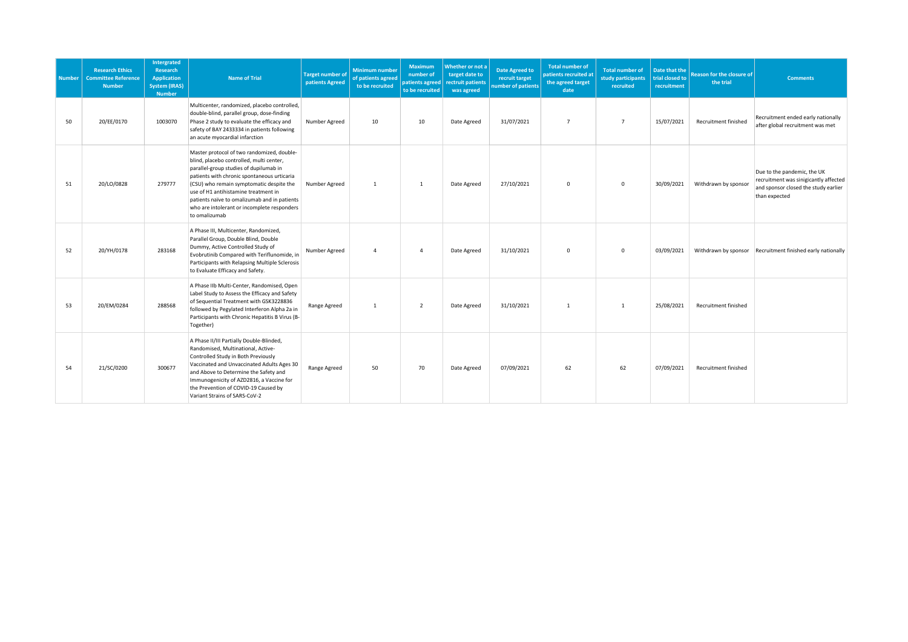| Number | Research Ethics Committee Reference Number | Intergrated Research Application System (IRAS) Number | Name of Trial | Target number of patients Agreed | Minimum number of patients agreed to be recruited | Maximum number of patients agreed to be recruited | Whether or not a target date to rectruit patients was agreed | Date Agreed to recruit target number of patients | Total number of patients recruited at the agreed target date | Total number of study participants recruited | Date that the trial closed to recruitment | Reason for the closure of the trial | Comments |
|---|---|---|---|---|---|---|---|---|---|---|---|---|---|
| 50 | 20/EE/0170 | 1003070 | Multicenter, randomized, placebo controlled, double-blind, parallel group, dose-finding Phase 2 study to evaluate the efficacy and safety of BAY 2433334 in patients following an acute myocardial infarction | Number Agreed | 10 | 10 | Date Agreed | 31/07/2021 | 7 | 7 | 15/07/2021 | Recruitment finished | Recruitment ended early nationally after global recruitment was met |
| 51 | 20/LO/0828 | 279777 | Master protocol of two randomized, double-blind, placebo controlled, multi center, parallel-group studies of dupilumab in patients with chronic spontaneous urticaria (CSU) who remain symptomatic despite the use of H1 antihistamine treatment in patients naive to omalizumab and in patients who are intolerant or incomplete responders to omalizumab | Number Agreed | 1 | 1 | Date Agreed | 27/10/2021 | 0 | 0 | 30/09/2021 | Withdrawn by sponsor | Due to the pandemic, the UK recruitment was sinigicantly affected and sponsor closed the study earlier than expected |
| 52 | 20/YH/0178 | 283168 | A Phase III, Multicenter, Randomized, Parallel Group, Double Blind, Double Dummy, Active Controlled Study of Evobrutinib Compared with Teriflunomide, in Participants with Relapsing Multiple Sclerosis to Evaluate Efficacy and Safety. | Number Agreed | 4 | 4 | Date Agreed | 31/10/2021 | 0 | 0 | 03/09/2021 | Withdrawn by sponsor | Recruitment finished early nationally |
| 53 | 20/EM/0284 | 288568 | A Phase IIb Multi-Center, Randomised, Open Label Study to Assess the Efficacy and Safety of Sequential Treatment with GSK3228836 followed by Pegylated Interferon Alpha 2a in Participants with Chronic Hepatitis B Virus (B-Together) | Range Agreed | 1 | 2 | Date Agreed | 31/10/2021 | 1 | 1 | 25/08/2021 | Recruitment finished | |
| 54 | 21/SC/0200 | 300677 | A Phase II/III Partially Double-Blinded, Randomised, Multinational, Active-Controlled Study in Both Previously Vaccinated and Unvaccinated Adults Ages 30 and Above to Determine the Safety and Immunogenicity of AZD2816, a Vaccine for the Prevention of COVID-19 Caused by Variant Strains of SARS-CoV-2 | Range Agreed | 50 | 70 | Date Agreed | 07/09/2021 | 62 | 62 | 07/09/2021 | Recruitment finished | |